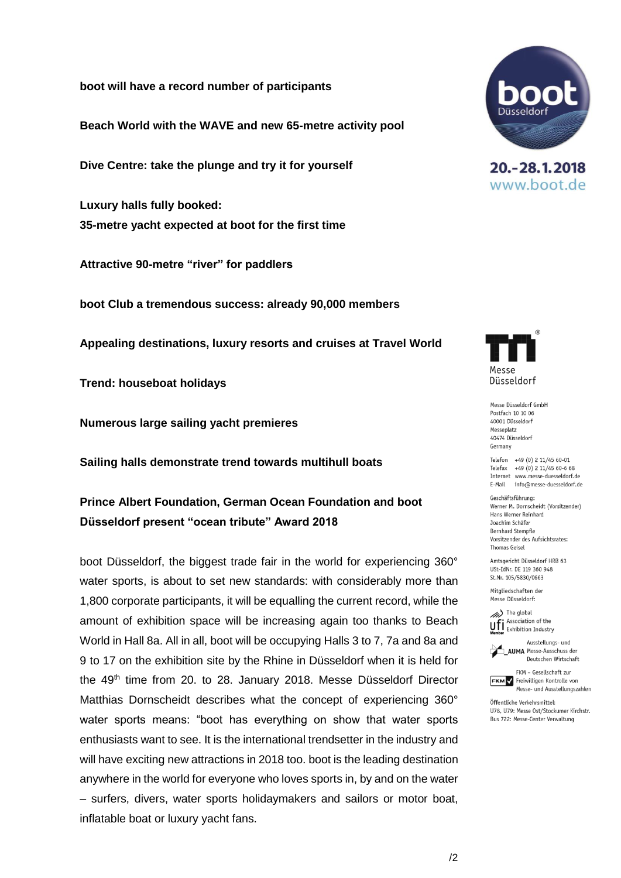**boot will have a record number of participants**

**Beach World with the WAVE and new 65-metre activity pool**

**Dive Centre: take the plunge and try it for yourself**

**Luxury halls fully booked:**
**35-metre yacht expected at boot for the first time**

**Attractive 90-metre “river” for paddlers**

**boot Club a tremendous success: already 90,000 members**

**Appealing destinations, luxury resorts and cruises at Travel World**

**Trend: houseboat holidays**

**Numerous large sailing yacht premieres**

**Sailing halls demonstrate trend towards multihull boats**

**Prince Albert Foundation, German Ocean Foundation and boot Düsseldorf present “ocean tribute” Award 2018**

boot Düsseldorf, the biggest trade fair in the world for experiencing 360° water sports, is about to set new standards: with considerably more than 1,800 corporate participants, it will be equalling the current record, while the amount of exhibition space will be increasing again too thanks to Beach World in Hall 8a. All in all, boot will be occupying Halls 3 to 7, 7a and 8a and 9 to 17 on the exhibition site by the Rhine in Düsseldorf when it is held for the 49th time from 20. to 28. January 2018. Messe Düsseldorf Director Matthias Dornscheidt describes what the concept of experiencing 360° water sports means: “boot has everything on show that water sports enthusiasts want to see. It is the international trendsetter in the industry and will have exciting new attractions in 2018 too. boot is the leading destination anywhere in the world for everyone who loves sports in, by and on the water – surfers, divers, water sports holidaymakers and sailors or motor boat, inflatable boat or luxury yacht fans.

boot Düsseldorf
20.-28.1.2018
www.boot.de

Messe Düsseldorf

Messe Düsseldorf GmbH
Postfach 10 10 06
40001 Düsseldorf
Messeplatz
40474 Düsseldorf
Germany

Telefon +49 (0) 2 11/45 60-01
Telefax +49 (0) 2 11/45 60-6 68
Internet www.messe-duesseldorf.de
E-Mail info@messe-duesseldorf.de

Geschäftsführung:
Werner M. Dornscheidt (Vorsitzender)
Hans Werner Reinhard
Joachim Schäfer
Bernhard Stempfle
Vorsitzender des Aufsichtsrates:
Thomas Geisel

Amtsgericht Düsseldorf HRB 63
USt-IdNr. DE 119 360 948
St.Nr. 105/5830/0663

Mitgliedschaften der Messe Düsseldorf:

The global Association of the Exhibition Industry

AUMA Ausstellungs- und Messe-Ausschuss der Deutschen Wirtschaft

FKM – Gesellschaft zur Freiwilligen Kontrolle von Messe- und Ausstellungszahlen

Öffentliche Verkehrsmittel:
U78, U79: Messe Ost/Stockumer Kirchstr.
Bus 722: Messe-Center Verwaltung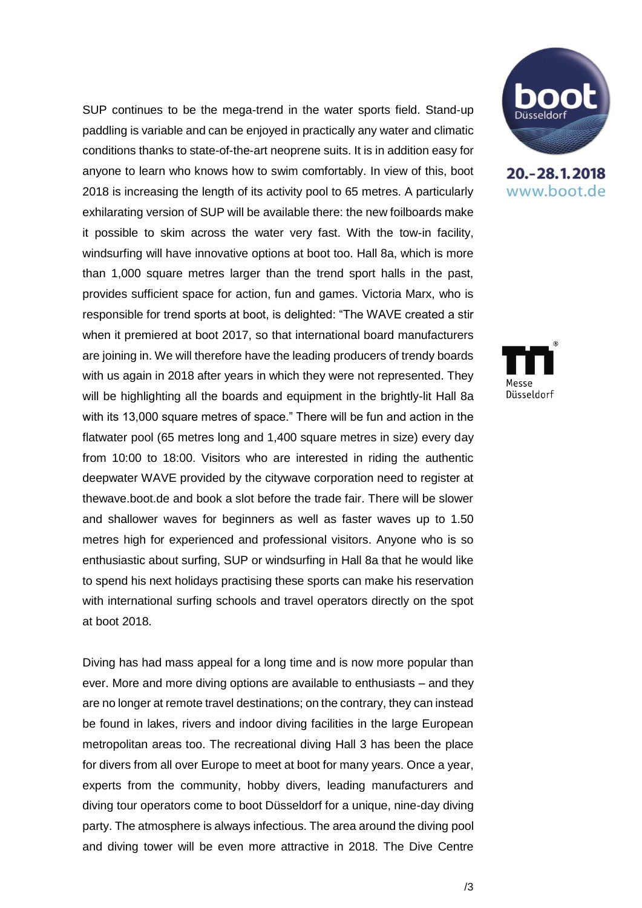SUP continues to be the mega-trend in the water sports field. Stand-up paddling is variable and can be enjoyed in practically any water and climatic conditions thanks to state-of-the-art neoprene suits. It is in addition easy for anyone to learn who knows how to swim comfortably. In view of this, boot 2018 is increasing the length of its activity pool to 65 metres. A particularly exhilarating version of SUP will be available there: the new foilboards make it possible to skim across the water very fast. With the tow-in facility, windsurfing will have innovative options at boot too. Hall 8a, which is more than 1,000 square metres larger than the trend sport halls in the past, provides sufficient space for action, fun and games. Victoria Marx, who is responsible for trend sports at boot, is delighted: "The WAVE created a stir when it premiered at boot 2017, so that international board manufacturers are joining in. We will therefore have the leading producers of trendy boards with us again in 2018 after years in which they were not represented. They will be highlighting all the boards and equipment in the brightly-lit Hall 8a with its 13,000 square metres of space." There will be fun and action in the flatwater pool (65 metres long and 1,400 square metres in size) every day from 10:00 to 18:00. Visitors who are interested in riding the authentic deepwater WAVE provided by the citywave corporation need to register at thewave.boot.de and book a slot before the trade fair. There will be slower and shallower waves for beginners as well as faster waves up to 1.50 metres high for experienced and professional visitors. Anyone who is so enthusiastic about surfing, SUP or windsurfing in Hall 8a that he would like to spend his next holidays practising these sports can make his reservation with international surfing schools and travel operators directly on the spot at boot 2018.

Diving has had mass appeal for a long time and is now more popular than ever. More and more diving options are available to enthusiasts – and they are no longer at remote travel destinations; on the contrary, they can instead be found in lakes, rivers and indoor diving facilities in the large European metropolitan areas too. The recreational diving Hall 3 has been the place for divers from all over Europe to meet at boot for many years. Once a year, experts from the community, hobby divers, leading manufacturers and diving tour operators come to boot Düsseldorf for a unique, nine-day diving party. The atmosphere is always infectious. The area around the diving pool and diving tower will be even more attractive in 2018. The Dive Centre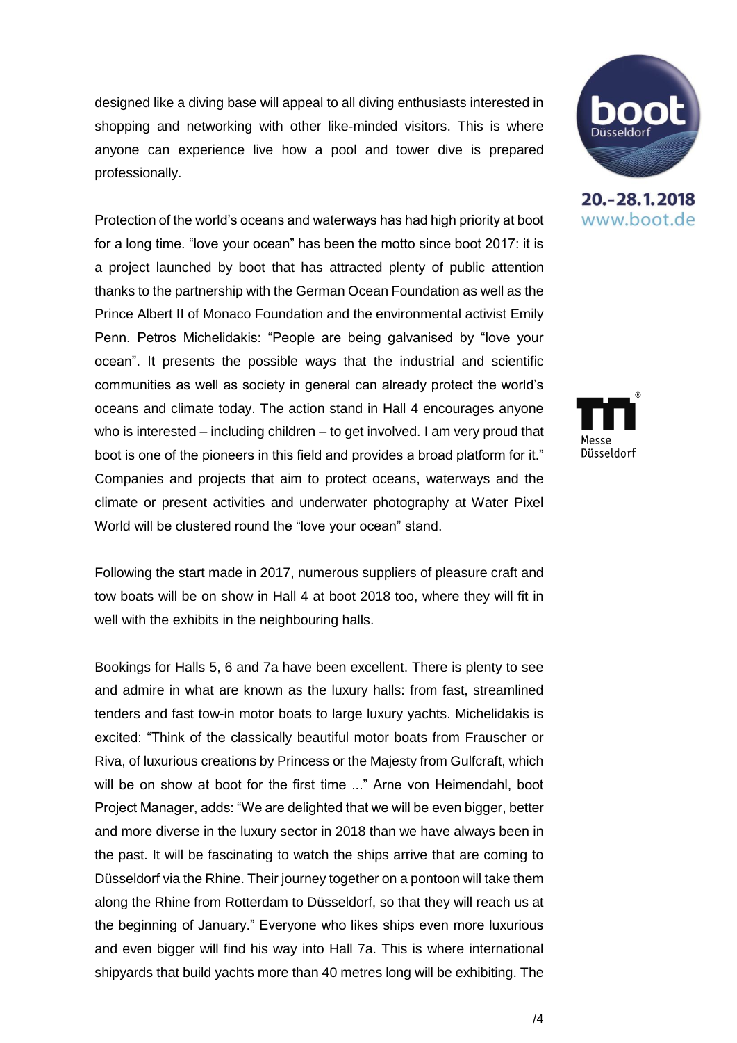designed like a diving base will appeal to all diving enthusiasts interested in shopping and networking with other like-minded visitors. This is where anyone can experience live how a pool and tower dive is prepared professionally.

Protection of the world's oceans and waterways has had high priority at boot for a long time. "love your ocean" has been the motto since boot 2017: it is a project launched by boot that has attracted plenty of public attention thanks to the partnership with the German Ocean Foundation as well as the Prince Albert II of Monaco Foundation and the environmental activist Emily Penn. Petros Michelidakis: "People are being galvanised by "love your ocean". It presents the possible ways that the industrial and scientific communities as well as society in general can already protect the world's oceans and climate today. The action stand in Hall 4 encourages anyone who is interested – including children – to get involved. I am very proud that boot is one of the pioneers in this field and provides a broad platform for it." Companies and projects that aim to protect oceans, waterways and the climate or present activities and underwater photography at Water Pixel World will be clustered round the "love your ocean" stand.

Following the start made in 2017, numerous suppliers of pleasure craft and tow boats will be on show in Hall 4 at boot 2018 too, where they will fit in well with the exhibits in the neighbouring halls.

Bookings for Halls 5, 6 and 7a have been excellent. There is plenty to see and admire in what are known as the luxury halls: from fast, streamlined tenders and fast tow-in motor boats to large luxury yachts. Michelidakis is excited: "Think of the classically beautiful motor boats from Frauscher or Riva, of luxurious creations by Princess or the Majesty from Gulfcraft, which will be on show at boot for the first time ..." Arne von Heimendahl, boot Project Manager, adds: "We are delighted that we will be even bigger, better and more diverse in the luxury sector in 2018 than we have always been in the past. It will be fascinating to watch the ships arrive that are coming to Düsseldorf via the Rhine. Their journey together on a pontoon will take them along the Rhine from Rotterdam to Düsseldorf, so that they will reach us at the beginning of January." Everyone who likes ships even more luxurious and even bigger will find his way into Hall 7a. This is where international shipyards that build yachts more than 40 metres long will be exhibiting. The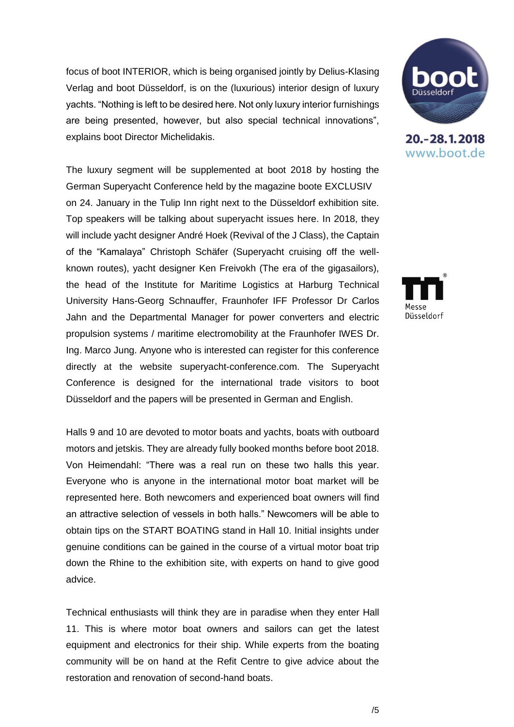focus of boot INTERIOR, which is being organised jointly by Delius-Klasing Verlag and boot Düsseldorf, is on the (luxurious) interior design of luxury yachts. “Nothing is left to be desired here. Not only luxury interior furnishings are being presented, however, but also special technical innovations”, explains boot Director Michelidakis.

The luxury segment will be supplemented at boot 2018 by hosting the German Superyacht Conference held by the magazine boote EXCLUSIV on 24. January in the Tulip Inn right next to the Düsseldorf exhibition site. Top speakers will be talking about superyacht issues here. In 2018, they will include yacht designer André Hoek (Revival of the J Class), the Captain of the “Kamalaya” Christoph Schäfer (Superyacht cruising off the well-known routes), yacht designer Ken Freivokh (The era of the gigasailors), the head of the Institute for Maritime Logistics at Harburg Technical University Hans-Georg Schnauffer, Fraunhofer IFF Professor Dr Carlos Jahn and the Departmental Manager for power converters and electric propulsion systems / maritime electromobility at the Fraunhofer IWES Dr. Ing. Marco Jung. Anyone who is interested can register for this conference directly at the website superyacht-conference.com. The Superyacht Conference is designed for the international trade visitors to boot Düsseldorf and the papers will be presented in German and English.

Halls 9 and 10 are devoted to motor boats and yachts, boats with outboard motors and jetskis. They are already fully booked months before boot 2018. Von Heimendahl: “There was a real run on these two halls this year. Everyone who is anyone in the international motor boat market will be represented here. Both newcomers and experienced boat owners will find an attractive selection of vessels in both halls.” Newcomers will be able to obtain tips on the START BOATING stand in Hall 10. Initial insights under genuine conditions can be gained in the course of a virtual motor boat trip down the Rhine to the exhibition site, with experts on hand to give good advice.

Technical enthusiasts will think they are in paradise when they enter Hall 11. This is where motor boat owners and sailors can get the latest equipment and electronics for their ship. While experts from the boating community will be on hand at the Refit Centre to give advice about the restoration and renovation of second-hand boats.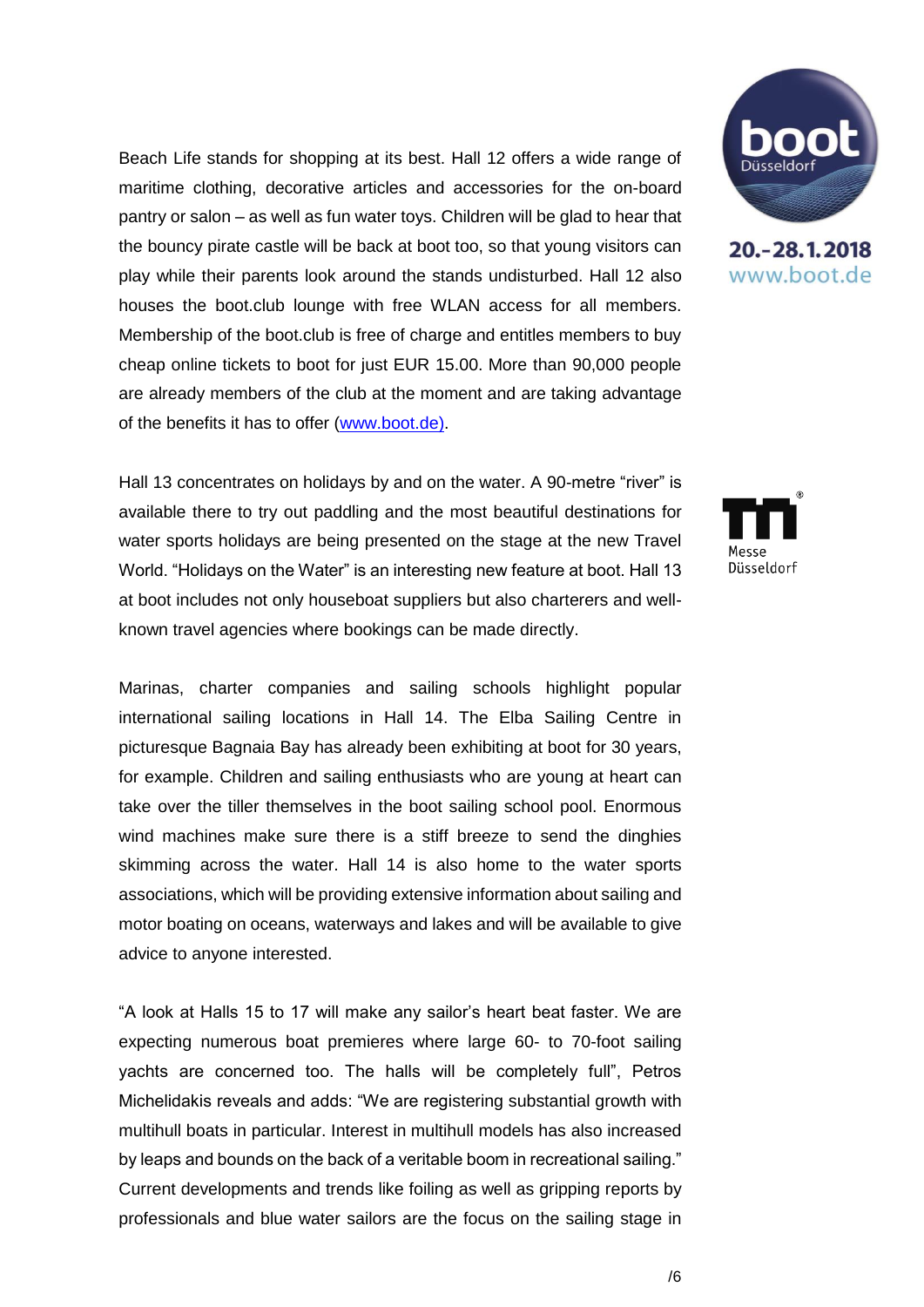Beach Life stands for shopping at its best. Hall 12 offers a wide range of maritime clothing, decorative articles and accessories for the on-board pantry or salon – as well as fun water toys. Children will be glad to hear that the bouncy pirate castle will be back at boot too, so that young visitors can play while their parents look around the stands undisturbed. Hall 12 also houses the boot.club lounge with free WLAN access for all members. Membership of the boot.club is free of charge and entitles members to buy cheap online tickets to boot for just EUR 15.00. More than 90,000 people are already members of the club at the moment and are taking advantage of the benefits it has to offer (www.boot.de).

Hall 13 concentrates on holidays by and on the water. A 90-metre "river" is available there to try out paddling and the most beautiful destinations for water sports holidays are being presented on the stage at the new Travel World. "Holidays on the Water" is an interesting new feature at boot. Hall 13 at boot includes not only houseboat suppliers but also charterers and well-known travel agencies where bookings can be made directly.

Marinas, charter companies and sailing schools highlight popular international sailing locations in Hall 14. The Elba Sailing Centre in picturesque Bagnaia Bay has already been exhibiting at boot for 30 years, for example. Children and sailing enthusiasts who are young at heart can take over the tiller themselves in the boot sailing school pool. Enormous wind machines make sure there is a stiff breeze to send the dinghies skimming across the water. Hall 14 is also home to the water sports associations, which will be providing extensive information about sailing and motor boating on oceans, waterways and lakes and will be available to give advice to anyone interested.

"A look at Halls 15 to 17 will make any sailor's heart beat faster. We are expecting numerous boat premieres where large 60- to 70-foot sailing yachts are concerned too. The halls will be completely full", Petros Michelidakis reveals and adds: "We are registering substantial growth with multihull boats in particular. Interest in multihull models has also increased by leaps and bounds on the back of a veritable boom in recreational sailing." Current developments and trends like foiling as well as gripping reports by professionals and blue water sailors are the focus on the sailing stage in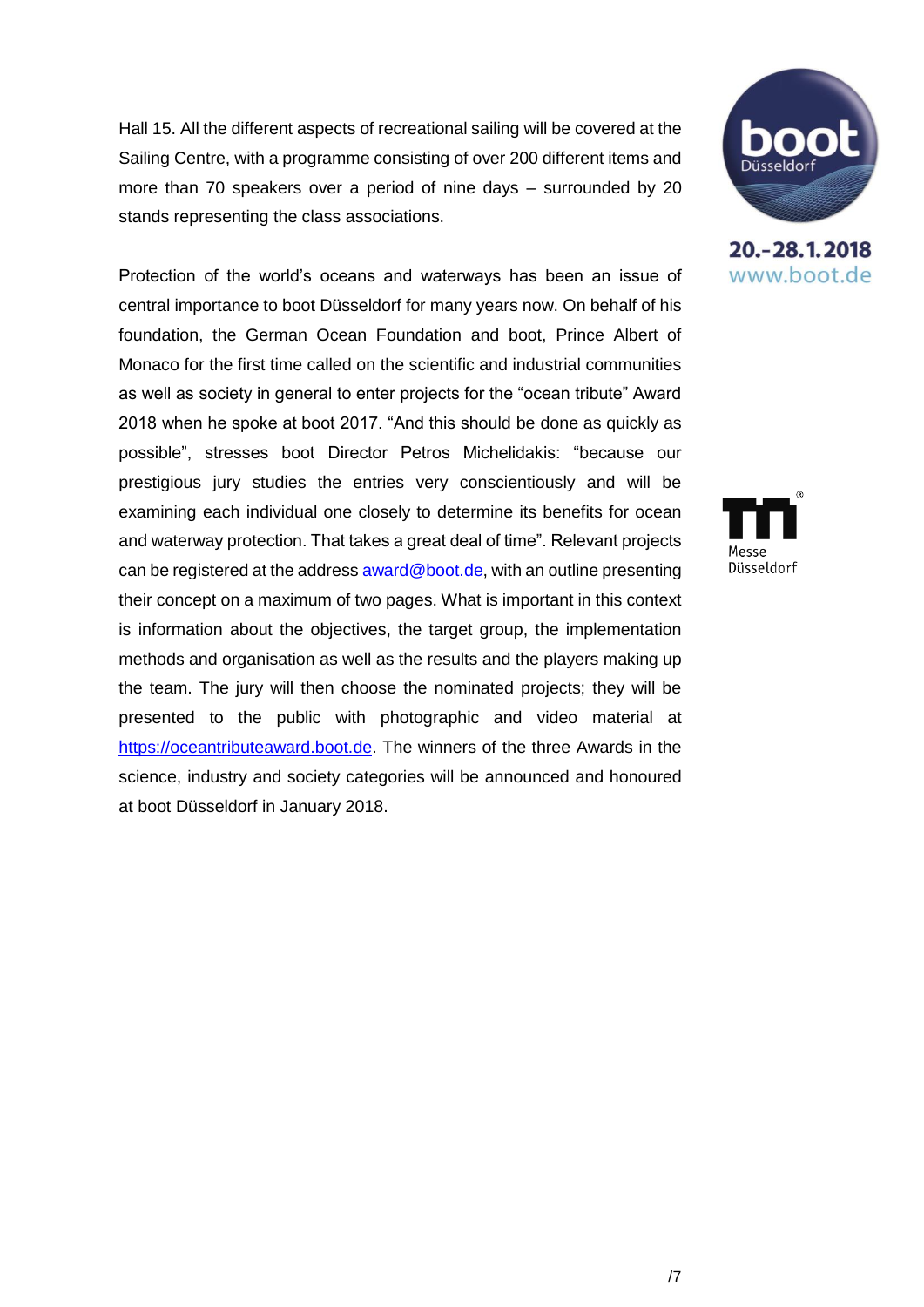Hall 15. All the different aspects of recreational sailing will be covered at the Sailing Centre, with a programme consisting of over 200 different items and more than 70 speakers over a period of nine days – surrounded by 20 stands representing the class associations.

Protection of the world's oceans and waterways has been an issue of central importance to boot Düsseldorf for many years now. On behalf of his foundation, the German Ocean Foundation and boot, Prince Albert of Monaco for the first time called on the scientific and industrial communities as well as society in general to enter projects for the "ocean tribute" Award 2018 when he spoke at boot 2017. "And this should be done as quickly as possible", stresses boot Director Petros Michelidakis: "because our prestigious jury studies the entries very conscientiously and will be examining each individual one closely to determine its benefits for ocean and waterway protection. That takes a great deal of time". Relevant projects can be registered at the address award@boot.de, with an outline presenting their concept on a maximum of two pages. What is important in this context is information about the objectives, the target group, the implementation methods and organisation as well as the results and the players making up the team. The jury will then choose the nominated projects; they will be presented to the public with photographic and video material at https://oceantributeaward.boot.de. The winners of the three Awards in the science, industry and society categories will be announced and honoured at boot Düsseldorf in January 2018.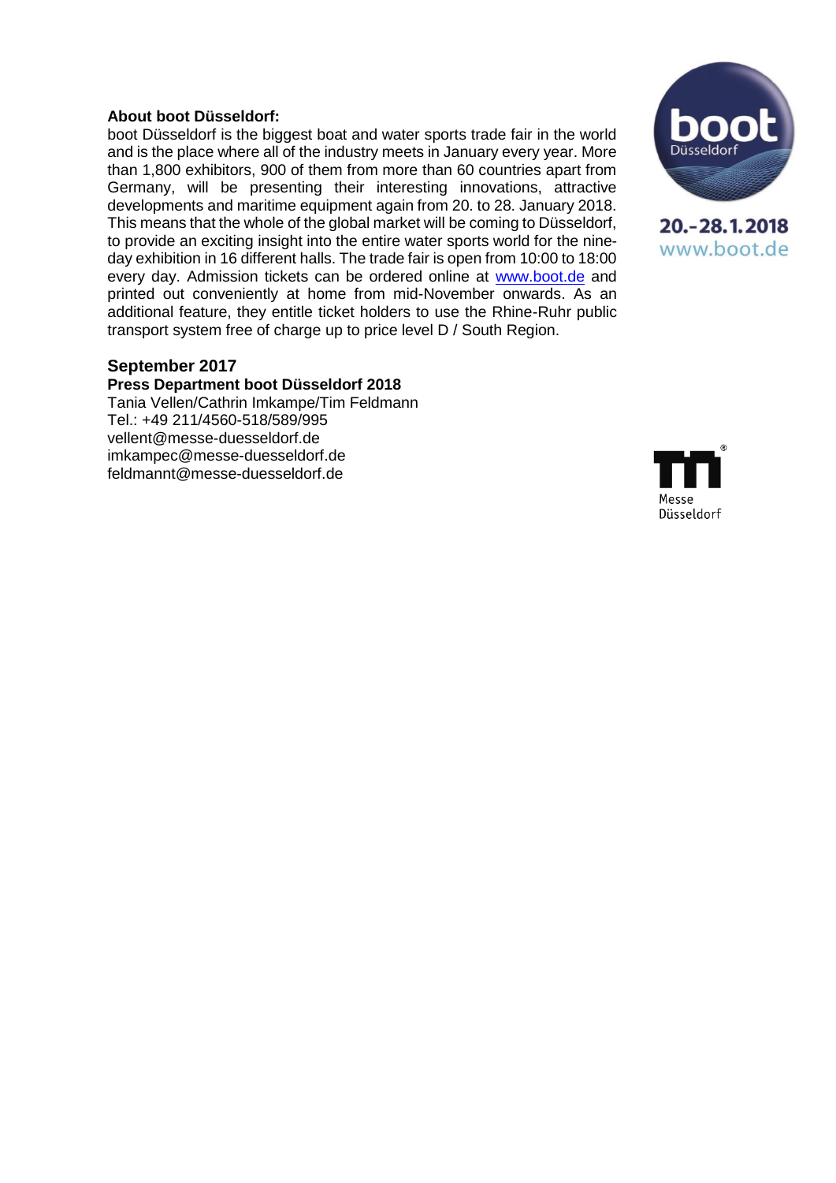**About boot Düsseldorf:**
boot Düsseldorf is the biggest boat and water sports trade fair in the world and is the place where all of the industry meets in January every year. More than 1,800 exhibitors, 900 of them from more than 60 countries apart from Germany, will be presenting their interesting innovations, attractive developments and maritime equipment again from 20. to 28. January 2018. This means that the whole of the global market will be coming to Düsseldorf, to provide an exciting insight into the entire water sports world for the nine-day exhibition in 16 different halls. The trade fair is open from 10:00 to 18:00 every day. Admission tickets can be ordered online at www.boot.de and printed out conveniently at home from mid-November onwards. As an additional feature, they entitle ticket holders to use the Rhine-Ruhr public transport system free of charge up to price level D / South Region.

boot Düsseldorf
20.-28.1.2018
www.boot.de

## September 2017

**Press Department boot Düsseldorf 2018**
Tania Vellen/Cathrin Imkampe/Tim Feldmann
Tel.: +49 211/4560-518/589/995
vellent@messe-duesseldorf.de
imkampec@messe-duesseldorf.de
feldmannt@messe-duesseldorf.de

Messe Düsseldorf